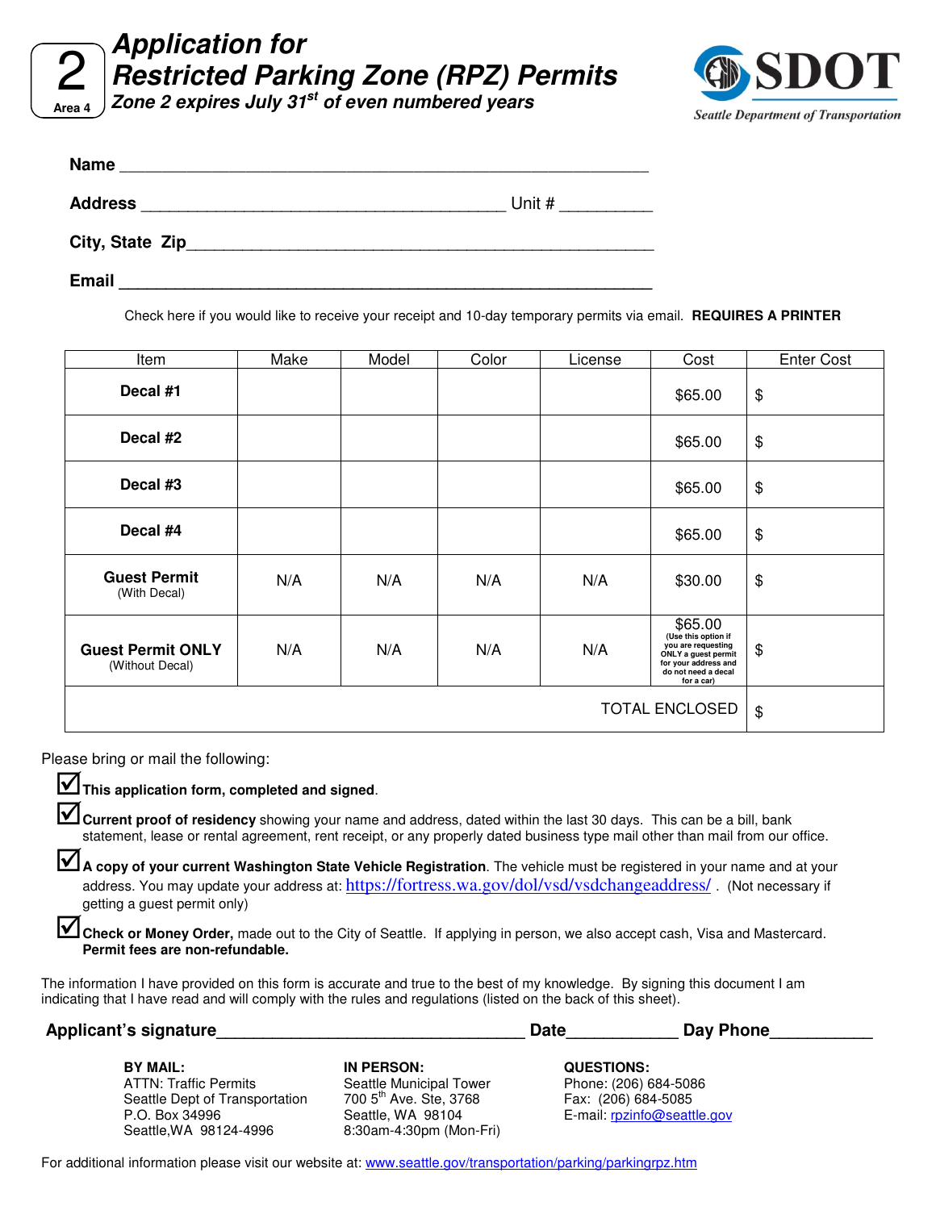2
Area 4

# Application for Restricted Parking Zone (RPZ) Permits

***Zone 2 expires July 31st of even numbered years***

SDOT
Seattle Department of Transportation

**Name** ____________________________________________________________

**Address** ____________________________________ Unit # __________

**City, State Zip**_________________________________________________

**Email** ____________________________________________________________

Check here if you would like to receive your receipt and 10-day temporary permits via email. **REQUIRES A PRINTER**

| Item | Make | Model | Color | License | Cost | Enter Cost |
|---|---|---|---|---|---|---|
| **Decal #1** | | | | | $65.00 | $ |
| **Decal #2** | | | | | $65.00 | $ |
| **Decal #3** | | | | | $65.00 | $ |
| **Decal #4** | | | | | $65.00 | $ |
| **Guest Permit** (With Decal) | N/A | N/A | N/A | N/A | $30.00 | $ |
| **Guest Permit ONLY** (Without Decal) | N/A | N/A | N/A | N/A | $65.00 (Use this option if you are requesting ONLY a guest permit for your address and do not need a decal for a car) | $ |
| | | | | | TOTAL ENCLOSED | $ |

Please bring or mail the following:

- ☑ **This application form, completed and signed**.
- ☑ **Current proof of residency** showing your name and address, dated within the last 30 days. This can be a bill, bank statement, lease or rental agreement, rent receipt, or any properly dated business type mail other than mail from our office.
- ☑ **A copy of your current Washington State Vehicle Registration**. The vehicle must be registered in your name and at your address. You may update your address at: https://fortress.wa.gov/dol/vsd/vsdchangeaddress/ . (Not necessary if getting a guest permit only)
- ☑ **Check or Money Order,** made out to the City of Seattle. If applying in person, we also accept cash, Visa and Mastercard. **Permit fees are non-refundable.**

The information I have provided on this form is accurate and true to the best of my knowledge. By signing this document I am indicating that I have read and will comply with the rules and regulations (listed on the back of this sheet).

**Applicant's signature**________________________________ **Date**____________ **Day Phone**___________

**BY MAIL:**
ATTN: Traffic Permits
Seattle Dept of Transportation
P.O. Box 34996
Seattle,WA 98124-4996

**IN PERSON:**
Seattle Municipal Tower
700 5th Ave. Ste, 3768
Seattle, WA 98104
8:30am-4:30pm (Mon-Fri)

**QUESTIONS:**
Phone: (206) 684-5086
Fax: (206) 684-5085
E-mail: rpzinfo@seattle.gov

For additional information please visit our website at: www.seattle.gov/transportation/parking/parkingrpz.htm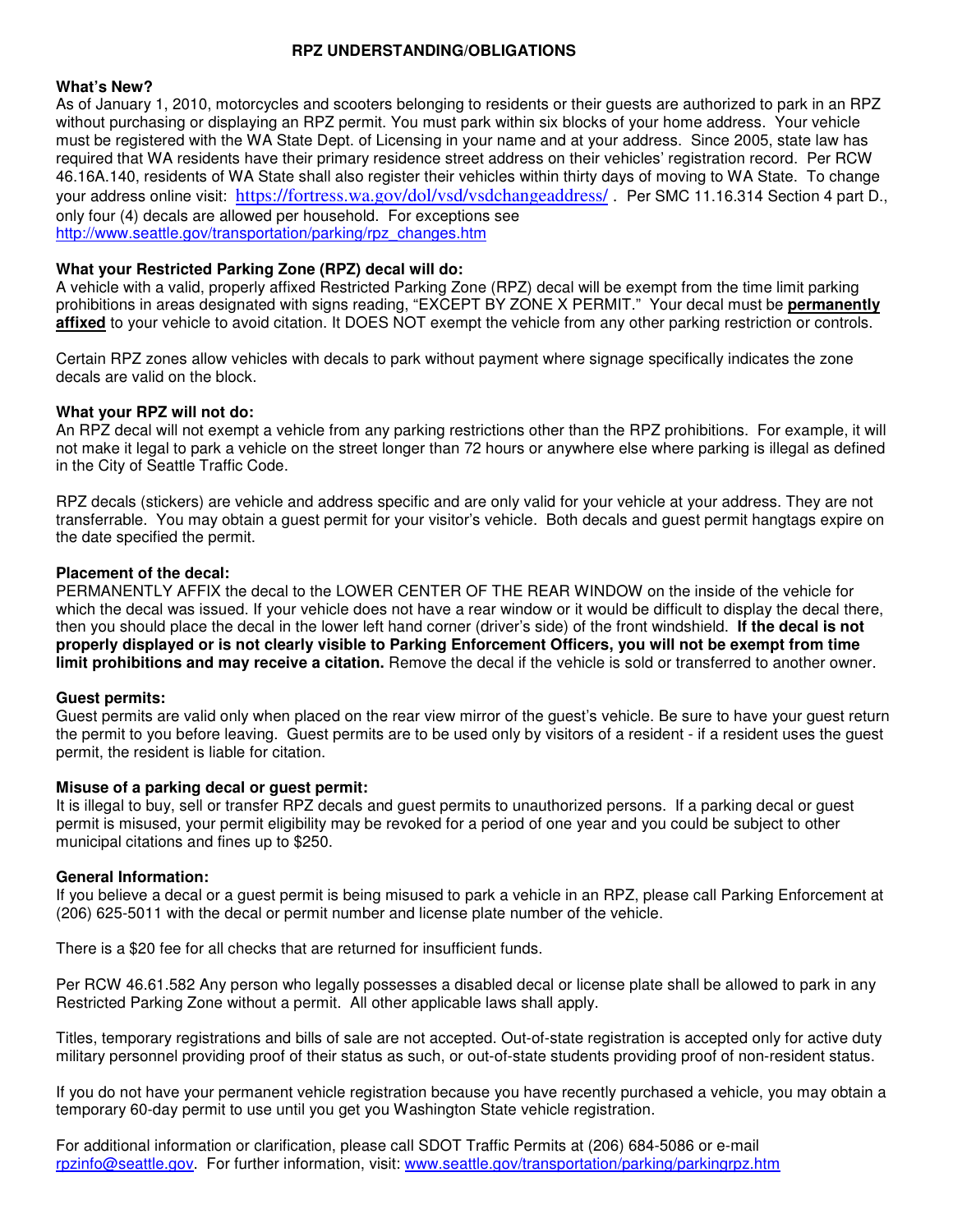## RPZ UNDERSTANDING/OBLIGATIONS

**What's New?**

As of January 1, 2010, motorcycles and scooters belonging to residents or their guests are authorized to park in an RPZ without purchasing or displaying an RPZ permit. You must park within six blocks of your home address. Your vehicle must be registered with the WA State Dept. of Licensing in your name and at your address. Since 2005, state law has required that WA residents have their primary residence street address on their vehicles' registration record. Per RCW 46.16A.140, residents of WA State shall also register their vehicles within thirty days of moving to WA State. To change your address online visit: https://fortress.wa.gov/dol/vsd/vsdchangeaddress/ . Per SMC 11.16.314 Section 4 part D., only four (4) decals are allowed per household. For exceptions see http://www.seattle.gov/transportation/parking/rpz_changes.htm

**What your Restricted Parking Zone (RPZ) decal will do:**

A vehicle with a valid, properly affixed Restricted Parking Zone (RPZ) decal will be exempt from the time limit parking prohibitions in areas designated with signs reading, "EXCEPT BY ZONE X PERMIT." Your decal must be **permanently affixed** to your vehicle to avoid citation. It DOES NOT exempt the vehicle from any other parking restriction or controls.

Certain RPZ zones allow vehicles with decals to park without payment where signage specifically indicates the zone decals are valid on the block.

**What your RPZ will not do:**

An RPZ decal will not exempt a vehicle from any parking restrictions other than the RPZ prohibitions. For example, it will not make it legal to park a vehicle on the street longer than 72 hours or anywhere else where parking is illegal as defined in the City of Seattle Traffic Code.

RPZ decals (stickers) are vehicle and address specific and are only valid for your vehicle at your address. They are not transferrable. You may obtain a guest permit for your visitor's vehicle. Both decals and guest permit hangtags expire on the date specified the permit.

**Placement of the decal:**

PERMANENTLY AFFIX the decal to the LOWER CENTER OF THE REAR WINDOW on the inside of the vehicle for which the decal was issued. If your vehicle does not have a rear window or it would be difficult to display the decal there, then you should place the decal in the lower left hand corner (driver's side) of the front windshield. **If the decal is not properly displayed or is not clearly visible to Parking Enforcement Officers, you will not be exempt from time limit prohibitions and may receive a citation.** Remove the decal if the vehicle is sold or transferred to another owner.

**Guest permits:**

Guest permits are valid only when placed on the rear view mirror of the guest's vehicle. Be sure to have your guest return the permit to you before leaving. Guest permits are to be used only by visitors of a resident - if a resident uses the guest permit, the resident is liable for citation.

**Misuse of a parking decal or guest permit:**

It is illegal to buy, sell or transfer RPZ decals and guest permits to unauthorized persons. If a parking decal or guest permit is misused, your permit eligibility may be revoked for a period of one year and you could be subject to other municipal citations and fines up to $250.

**General Information:**

If you believe a decal or a guest permit is being misused to park a vehicle in an RPZ, please call Parking Enforcement at (206) 625-5011 with the decal or permit number and license plate number of the vehicle.

There is a $20 fee for all checks that are returned for insufficient funds.

Per RCW 46.61.582 Any person who legally possesses a disabled decal or license plate shall be allowed to park in any Restricted Parking Zone without a permit. All other applicable laws shall apply.

Titles, temporary registrations and bills of sale are not accepted. Out-of-state registration is accepted only for active duty military personnel providing proof of their status as such, or out-of-state students providing proof of non-resident status.

If you do not have your permanent vehicle registration because you have recently purchased a vehicle, you may obtain a temporary 60-day permit to use until you get you Washington State vehicle registration.

For additional information or clarification, please call SDOT Traffic Permits at (206) 684-5086 or e-mail rpzinfo@seattle.gov. For further information, visit: www.seattle.gov/transportation/parking/parkingrpz.htm